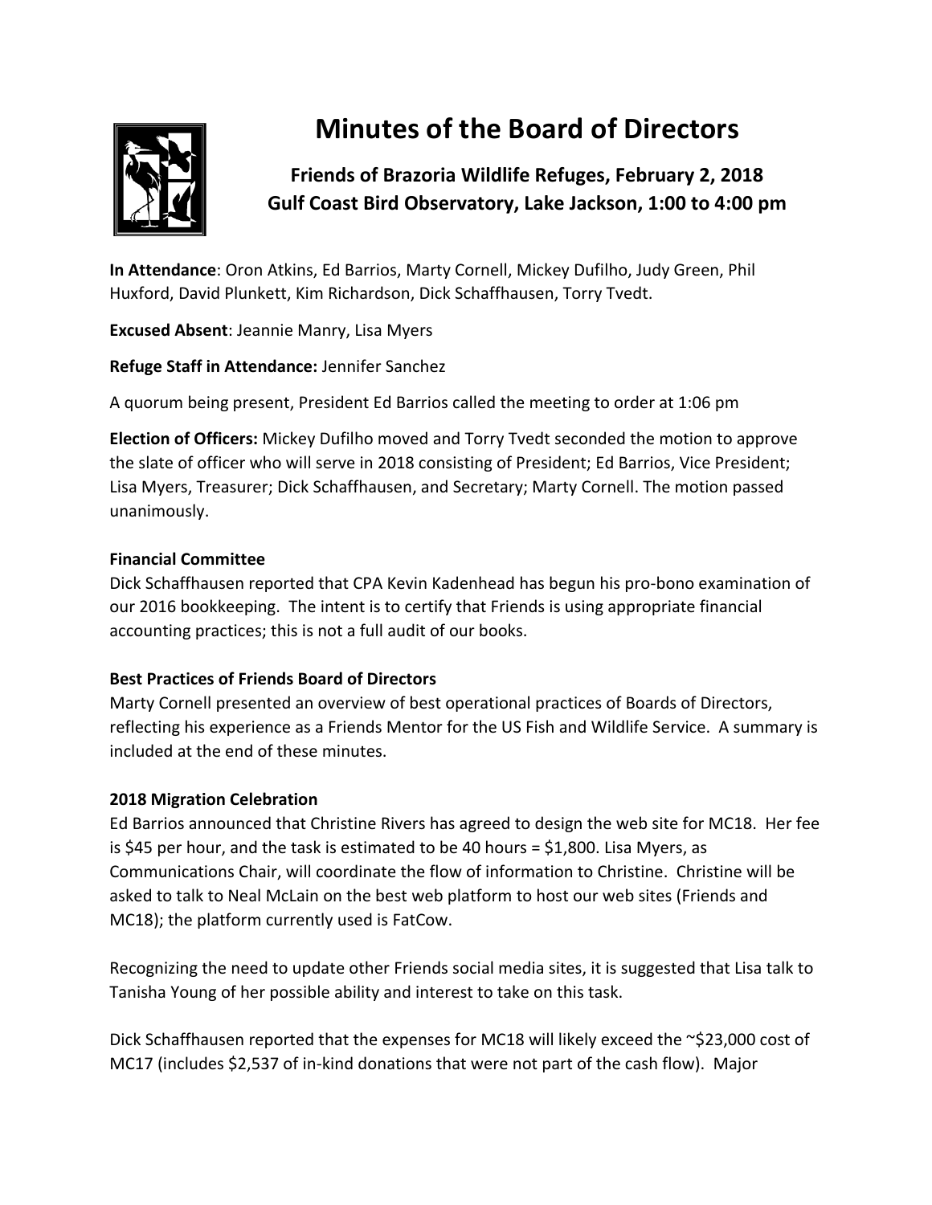# Minutes of the Board of Directors

### Friends of Brazoria Wildlife Refuges, February 2, 2018
### Gulf Coast Bird Observatory, Lake Jackson, 1:00 to 4:00 pm

**In Attendance**: Oron Atkins, Ed Barrios, Marty Cornell, Mickey Dufilho, Judy Green, Phil Huxford, David Plunkett, Kim Richardson, Dick Schaffhausen, Torry Tvedt.

**Excused Absent**: Jeannie Manry, Lisa Myers

**Refuge Staff in Attendance:** Jennifer Sanchez

A quorum being present, President Ed Barrios called the meeting to order at 1:06 pm

**Election of Officers:** Mickey Dufilho moved and Torry Tvedt seconded the motion to approve the slate of officer who will serve in 2018 consisting of President; Ed Barrios, Vice President; Lisa Myers, Treasurer; Dick Schaffhausen, and Secretary; Marty Cornell. The motion passed unanimously.

**Financial Committee**

Dick Schaffhausen reported that CPA Kevin Kadenhead has begun his pro-bono examination of our 2016 bookkeeping. The intent is to certify that Friends is using appropriate financial accounting practices; this is not a full audit of our books.

**Best Practices of Friends Board of Directors**

Marty Cornell presented an overview of best operational practices of Boards of Directors, reflecting his experience as a Friends Mentor for the US Fish and Wildlife Service. A summary is included at the end of these minutes.

**2018 Migration Celebration**

Ed Barrios announced that Christine Rivers has agreed to design the web site for MC18. Her fee is $45 per hour, and the task is estimated to be 40 hours = $1,800. Lisa Myers, as Communications Chair, will coordinate the flow of information to Christine. Christine will be asked to talk to Neal McLain on the best web platform to host our web sites (Friends and MC18); the platform currently used is FatCow.

Recognizing the need to update other Friends social media sites, it is suggested that Lisa talk to Tanisha Young of her possible ability and interest to take on this task.

Dick Schaffhausen reported that the expenses for MC18 will likely exceed the ~$23,000 cost of MC17 (includes $2,537 of in-kind donations that were not part of the cash flow). Major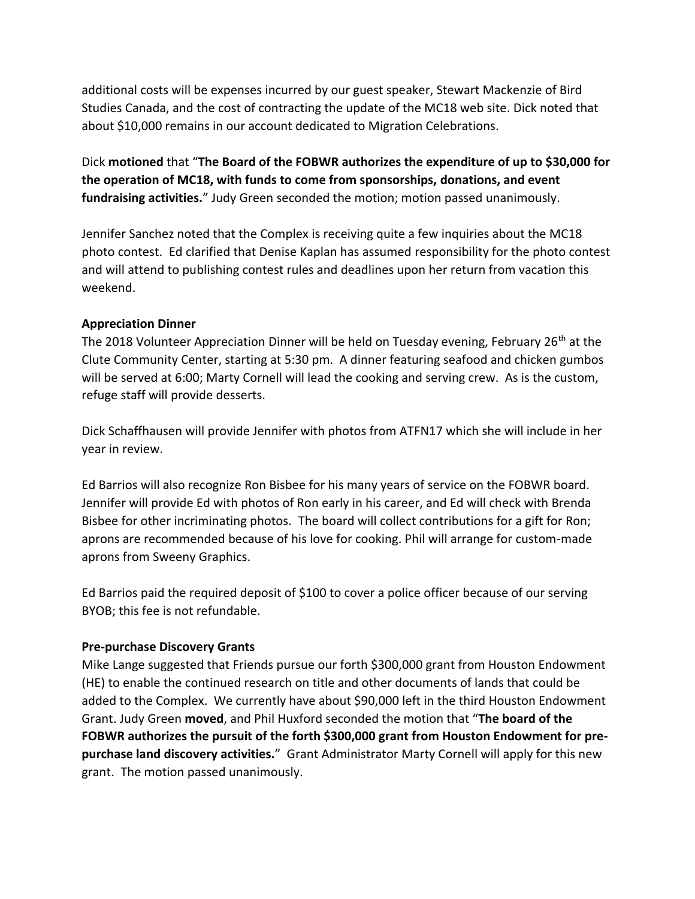additional costs will be expenses incurred by our guest speaker, Stewart Mackenzie of Bird Studies Canada, and the cost of contracting the update of the MC18 web site. Dick noted that about $10,000 remains in our account dedicated to Migration Celebrations.

Dick **motioned** that "**The Board of the FOBWR authorizes the expenditure of up to $30,000 for the operation of MC18, with funds to come from sponsorships, donations, and event fundraising activities.**" Judy Green seconded the motion; motion passed unanimously.

Jennifer Sanchez noted that the Complex is receiving quite a few inquiries about the MC18 photo contest. Ed clarified that Denise Kaplan has assumed responsibility for the photo contest and will attend to publishing contest rules and deadlines upon her return from vacation this weekend.

**Appreciation Dinner**

The 2018 Volunteer Appreciation Dinner will be held on Tuesday evening, February 26th at the Clute Community Center, starting at 5:30 pm. A dinner featuring seafood and chicken gumbos will be served at 6:00; Marty Cornell will lead the cooking and serving crew. As is the custom, refuge staff will provide desserts.

Dick Schaffhausen will provide Jennifer with photos from ATFN17 which she will include in her year in review.

Ed Barrios will also recognize Ron Bisbee for his many years of service on the FOBWR board. Jennifer will provide Ed with photos of Ron early in his career, and Ed will check with Brenda Bisbee for other incriminating photos. The board will collect contributions for a gift for Ron; aprons are recommended because of his love for cooking. Phil will arrange for custom-made aprons from Sweeny Graphics.

Ed Barrios paid the required deposit of $100 to cover a police officer because of our serving BYOB; this fee is not refundable.

**Pre-purchase Discovery Grants**

Mike Lange suggested that Friends pursue our forth $300,000 grant from Houston Endowment (HE) to enable the continued research on title and other documents of lands that could be added to the Complex. We currently have about $90,000 left in the third Houston Endowment Grant. Judy Green **moved**, and Phil Huxford seconded the motion that "**The board of the FOBWR authorizes the pursuit of the forth $300,000 grant from Houston Endowment for pre-purchase land discovery activities.**" Grant Administrator Marty Cornell will apply for this new grant. The motion passed unanimously.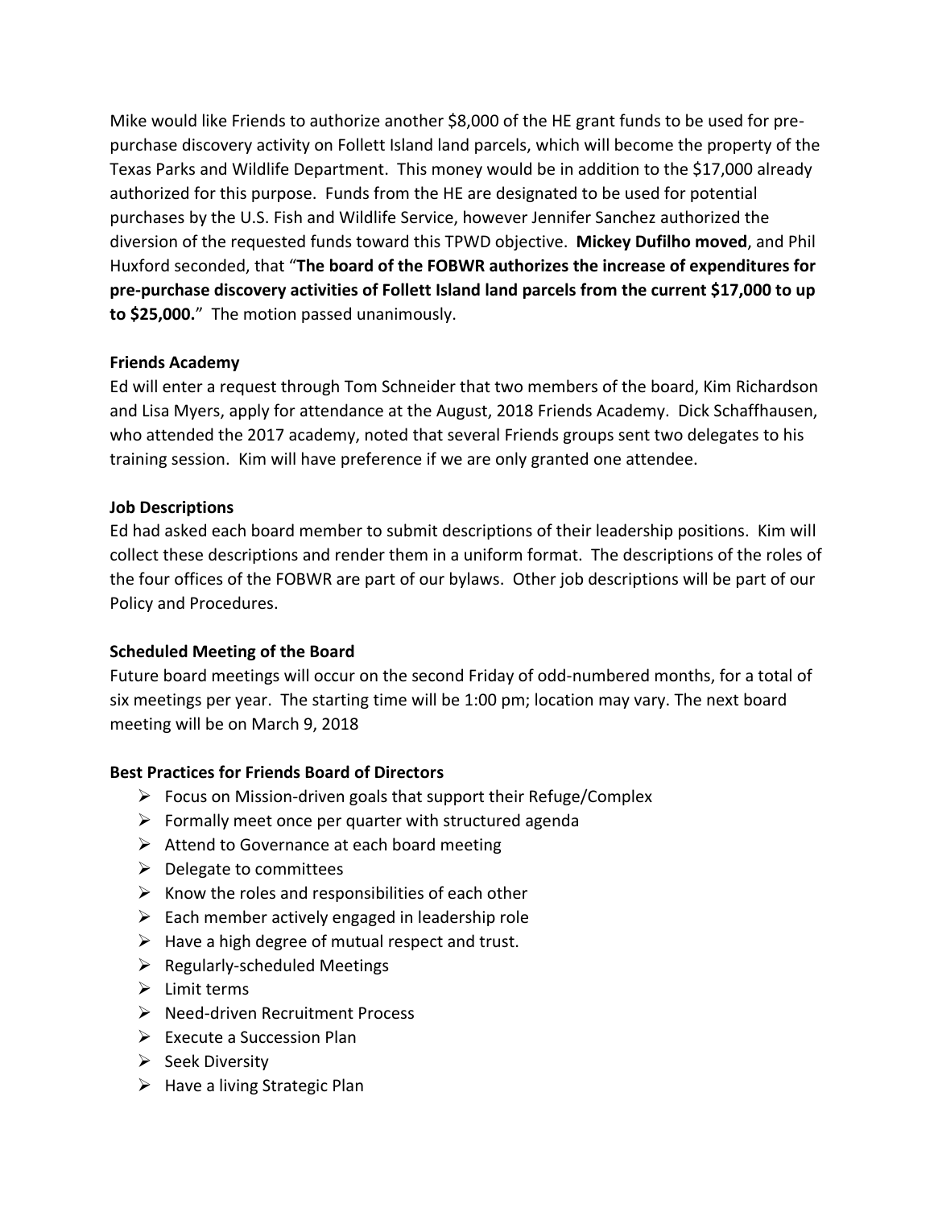Mike would like Friends to authorize another $8,000 of the HE grant funds to be used for pre-purchase discovery activity on Follett Island land parcels, which will become the property of the Texas Parks and Wildlife Department. This money would be in addition to the $17,000 already authorized for this purpose. Funds from the HE are designated to be used for potential purchases by the U.S. Fish and Wildlife Service, however Jennifer Sanchez authorized the diversion of the requested funds toward this TPWD objective. **Mickey Dufilho moved**, and Phil Huxford seconded, that "**The board of the FOBWR authorizes the increase of expenditures for pre-purchase discovery activities of Follett Island land parcels from the current $17,000 to up to $25,000.**" The motion passed unanimously.

**Friends Academy**

Ed will enter a request through Tom Schneider that two members of the board, Kim Richardson and Lisa Myers, apply for attendance at the August, 2018 Friends Academy. Dick Schaffhausen, who attended the 2017 academy, noted that several Friends groups sent two delegates to his training session. Kim will have preference if we are only granted one attendee.

**Job Descriptions**

Ed had asked each board member to submit descriptions of their leadership positions. Kim will collect these descriptions and render them in a uniform format. The descriptions of the roles of the four offices of the FOBWR are part of our bylaws. Other job descriptions will be part of our Policy and Procedures.

**Scheduled Meeting of the Board**

Future board meetings will occur on the second Friday of odd-numbered months, for a total of six meetings per year. The starting time will be 1:00 pm; location may vary. The next board meeting will be on March 9, 2018

**Best Practices for Friends Board of Directors**

- Focus on Mission-driven goals that support their Refuge/Complex
- Formally meet once per quarter with structured agenda
- Attend to Governance at each board meeting
- Delegate to committees
- Know the roles and responsibilities of each other
- Each member actively engaged in leadership role
- Have a high degree of mutual respect and trust.
- Regularly-scheduled Meetings
- Limit terms
- Need-driven Recruitment Process
- Execute a Succession Plan
- Seek Diversity
- Have a living Strategic Plan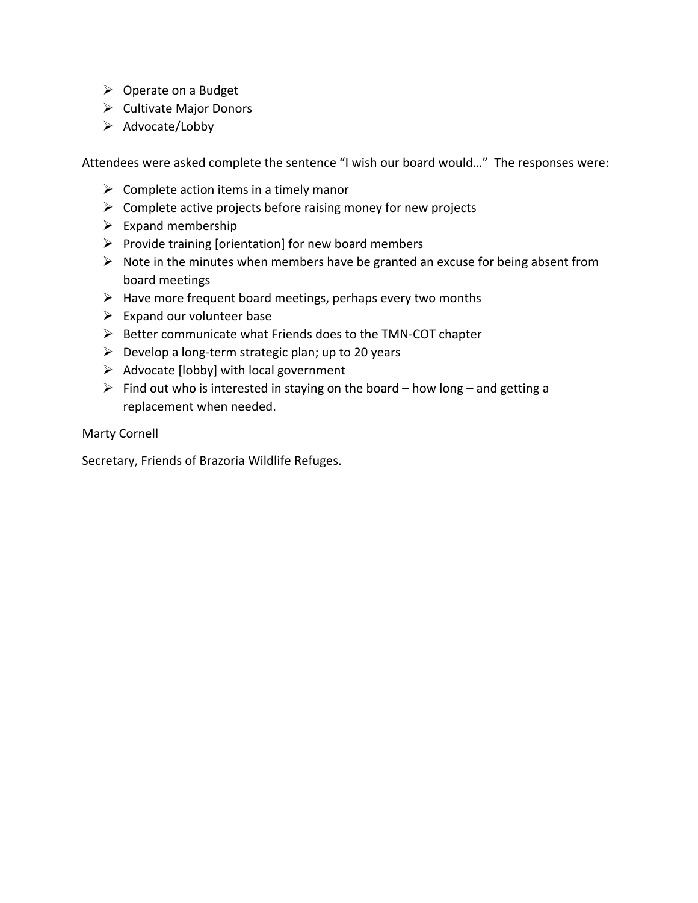- Operate on a Budget
- Cultivate Major Donors
- Advocate/Lobby

Attendees were asked complete the sentence "I wish our board would…" The responses were:

- Complete action items in a timely manor
- Complete active projects before raising money for new projects
- Expand membership
- Provide training [orientation] for new board members
- Note in the minutes when members have be granted an excuse for being absent from board meetings
- Have more frequent board meetings, perhaps every two months
- Expand our volunteer base
- Better communicate what Friends does to the TMN-COT chapter
- Develop a long-term strategic plan; up to 20 years
- Advocate [lobby] with local government
- Find out who is interested in staying on the board – how long – and getting a replacement when needed.

Marty Cornell

Secretary, Friends of Brazoria Wildlife Refuges.